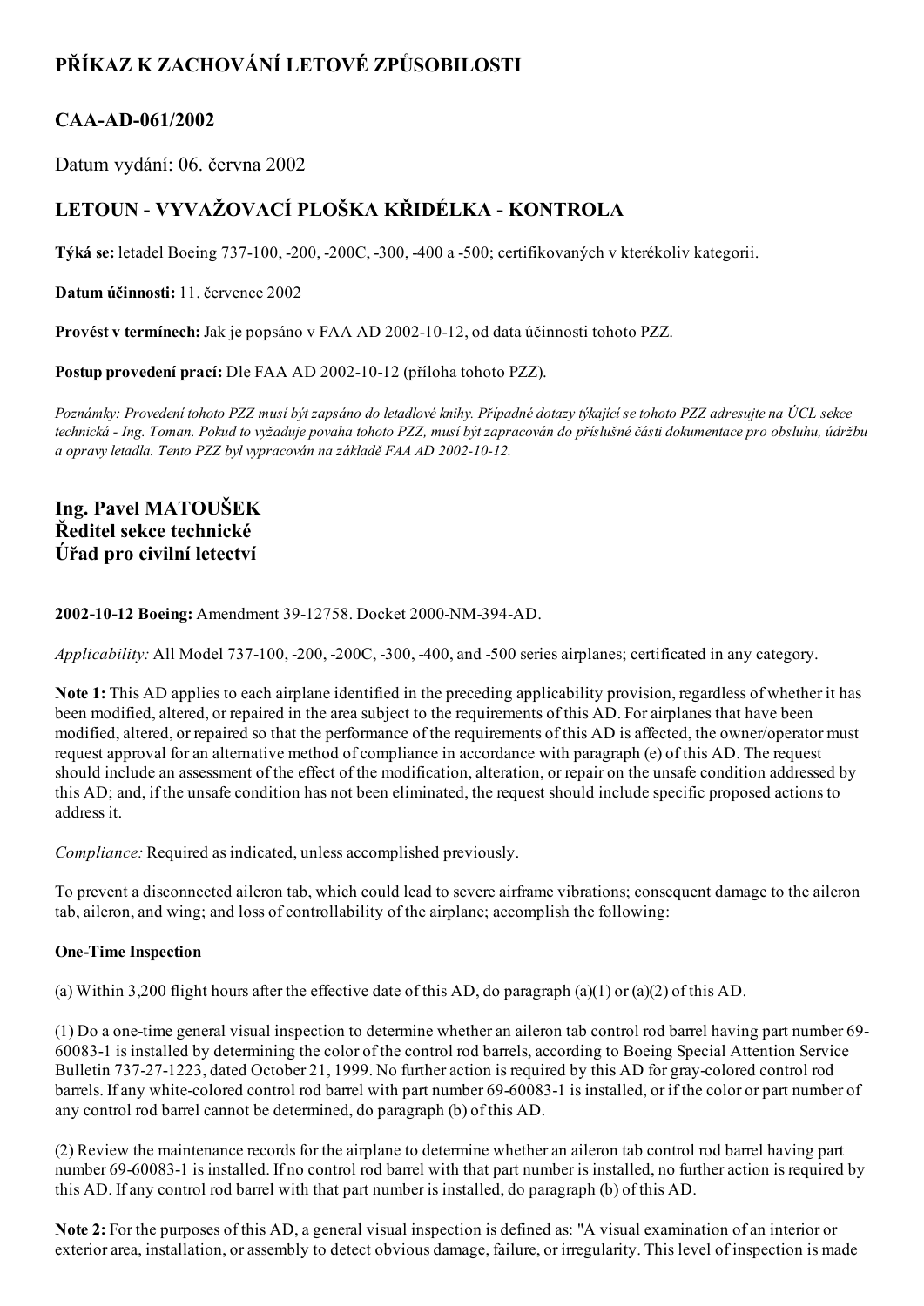# PŘÍKAZ K ZACHOVÁNÍ LETOVÉ ZPŮSOBILOSTI

## CAA-AD-061/2002

Datum vydání: 06. června 2002

## LETOUN - VYVAŽOVACÍ PLOŠKA KŘIDÉLKA - KONTROLA

**Týká se:** letadel Boeing 737-100, -200, -200C, -300, -400 a -500; certifikovaných v kterékoliv kategorii.

**Datum účinnosti:** 11. července 2002

**Provést v termínech:** Jak je popsáno v FAA AD 2002-10-12, od data účinnosti tohoto PZZ.

**Postup provedení prací:** Dle FAA AD 2002-10-12 (příloha tohoto PZZ).

*Poznámky: Provedení tohoto PZZ musí být zapsáno do letadlové knihy. Případné dotazy týkající se tohoto PZZ adresujte na ÚCL sekce technická - Ing. Toman. Pokud to vyžaduje povaha tohoto PZZ, musí být zapracován do příslušné části dokumentace pro obsluhu, údržbu a opravy letadla. Tento PZZ byl vypracován na základě FAA AD 2002-10-12.*

### Ing. Pavel MATOUŠEK
### Ředitel sekce technické
### Úřad pro civilní letectví

**2002-10-12 Boeing:** Amendment 39-12758. Docket 2000-NM-394-AD.

*Applicability:* All Model 737-100, -200, -200C, -300, -400, and -500 series airplanes; certificated in any category.

**Note 1:** This AD applies to each airplane identified in the preceding applicability provision, regardless of whether it has been modified, altered, or repaired in the area subject to the requirements of this AD. For airplanes that have been modified, altered, or repaired so that the performance of the requirements of this AD is affected, the owner/operator must request approval for an alternative method of compliance in accordance with paragraph (e) of this AD. The request should include an assessment of the effect of the modification, alteration, or repair on the unsafe condition addressed by this AD; and, if the unsafe condition has not been eliminated, the request should include specific proposed actions to address it.

*Compliance:* Required as indicated, unless accomplished previously.

To prevent a disconnected aileron tab, which could lead to severe airframe vibrations; consequent damage to the aileron tab, aileron, and wing; and loss of controllability of the airplane; accomplish the following:

**One-Time Inspection**

(a) Within 3,200 flight hours after the effective date of this AD, do paragraph (a)(1) or (a)(2) of this AD.

(1) Do a one-time general visual inspection to determine whether an aileron tab control rod barrel having part number 69-60083-1 is installed by determining the color of the control rod barrels, according to Boeing Special Attention Service Bulletin 737-27-1223, dated October 21, 1999. No further action is required by this AD for gray-colored control rod barrels. If any white-colored control rod barrel with part number 69-60083-1 is installed, or if the color or part number of any control rod barrel cannot be determined, do paragraph (b) of this AD.

(2) Review the maintenance records for the airplane to determine whether an aileron tab control rod barrel having part number 69-60083-1 is installed. If no control rod barrel with that part number is installed, no further action is required by this AD. If any control rod barrel with that part number is installed, do paragraph (b) of this AD.

**Note 2:** For the purposes of this AD, a general visual inspection is defined as: "A visual examination of an interior or exterior area, installation, or assembly to detect obvious damage, failure, or irregularity. This level of inspection is made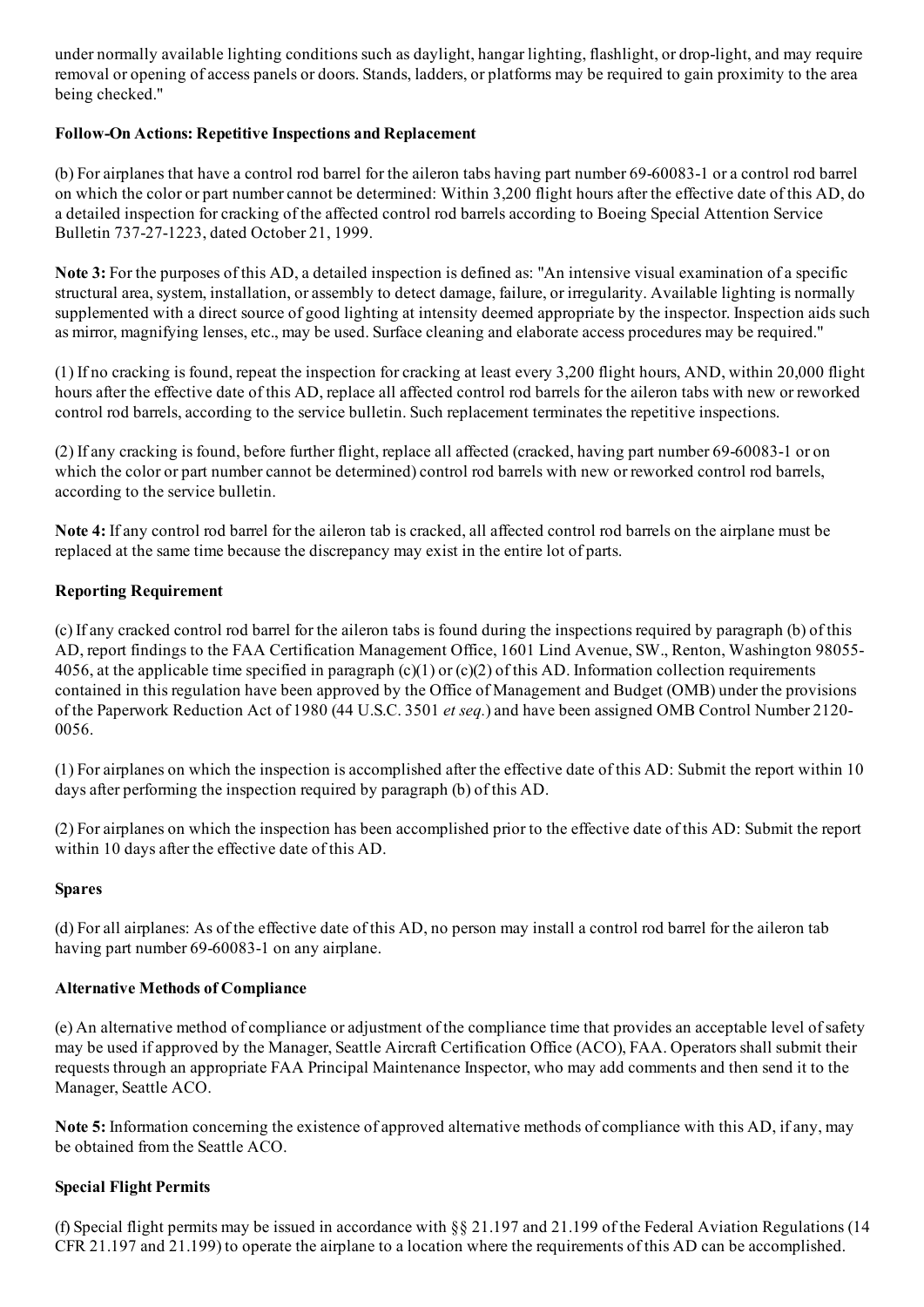under normally available lighting conditions such as daylight, hangar lighting, flashlight, or drop-light, and may require removal or opening of access panels or doors. Stands, ladders, or platforms may be required to gain proximity to the area being checked."

**Follow-On Actions: Repetitive Inspections and Replacement**

(b) For airplanes that have a control rod barrel for the aileron tabs having part number 69-60083-1 or a control rod barrel on which the color or part number cannot be determined: Within 3,200 flight hours after the effective date of this AD, do a detailed inspection for cracking of the affected control rod barrels according to Boeing Special Attention Service Bulletin 737-27-1223, dated October 21, 1999.

**Note 3:** For the purposes of this AD, a detailed inspection is defined as: "An intensive visual examination of a specific structural area, system, installation, or assembly to detect damage, failure, or irregularity. Available lighting is normally supplemented with a direct source of good lighting at intensity deemed appropriate by the inspector. Inspection aids such as mirror, magnifying lenses, etc., may be used. Surface cleaning and elaborate access procedures may be required."

(1) If no cracking is found, repeat the inspection for cracking at least every 3,200 flight hours, AND, within 20,000 flight hours after the effective date of this AD, replace all affected control rod barrels for the aileron tabs with new or reworked control rod barrels, according to the service bulletin. Such replacement terminates the repetitive inspections.

(2) If any cracking is found, before further flight, replace all affected (cracked, having part number 69-60083-1 or on which the color or part number cannot be determined) control rod barrels with new or reworked control rod barrels, according to the service bulletin.

**Note 4:** If any control rod barrel for the aileron tab is cracked, all affected control rod barrels on the airplane must be replaced at the same time because the discrepancy may exist in the entire lot of parts.

**Reporting Requirement**

(c) If any cracked control rod barrel for the aileron tabs is found during the inspections required by paragraph (b) of this AD, report findings to the FAA Certification Management Office, 1601 Lind Avenue, SW., Renton, Washington 98055-4056, at the applicable time specified in paragraph (c)(1) or (c)(2) of this AD. Information collection requirements contained in this regulation have been approved by the Office of Management and Budget (OMB) under the provisions of the Paperwork Reduction Act of 1980 (44 U.S.C. 3501 *et seq.*) and have been assigned OMB Control Number 2120-0056.

(1) For airplanes on which the inspection is accomplished after the effective date of this AD: Submit the report within 10 days after performing the inspection required by paragraph (b) of this AD.

(2) For airplanes on which the inspection has been accomplished prior to the effective date of this AD: Submit the report within 10 days after the effective date of this AD.

**Spares**

(d) For all airplanes: As of the effective date of this AD, no person may install a control rod barrel for the aileron tab having part number 69-60083-1 on any airplane.

**Alternative Methods of Compliance**

(e) An alternative method of compliance or adjustment of the compliance time that provides an acceptable level of safety may be used if approved by the Manager, Seattle Aircraft Certification Office (ACO), FAA. Operators shall submit their requests through an appropriate FAA Principal Maintenance Inspector, who may add comments and then send it to the Manager, Seattle ACO.

**Note 5:** Information concerning the existence of approved alternative methods of compliance with this AD, if any, may be obtained from the Seattle ACO.

**Special Flight Permits**

(f) Special flight permits may be issued in accordance with §§ 21.197 and 21.199 of the Federal Aviation Regulations (14 CFR 21.197 and 21.199) to operate the airplane to a location where the requirements of this AD can be accomplished.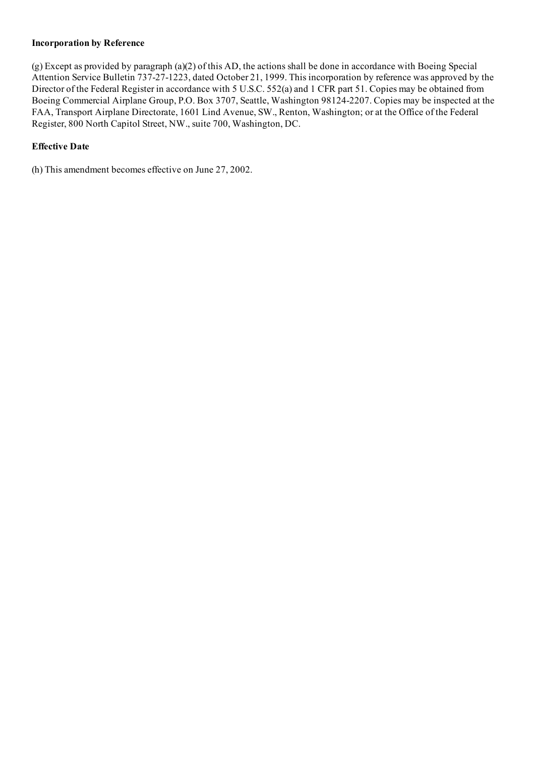**Incorporation by Reference**

(g) Except as provided by paragraph (a)(2) of this AD, the actions shall be done in accordance with Boeing Special Attention Service Bulletin 737-27-1223, dated October 21, 1999. This incorporation by reference was approved by the Director of the Federal Register in accordance with 5 U.S.C. 552(a) and 1 CFR part 51. Copies may be obtained from Boeing Commercial Airplane Group, P.O. Box 3707, Seattle, Washington 98124-2207. Copies may be inspected at the FAA, Transport Airplane Directorate, 1601 Lind Avenue, SW., Renton, Washington; or at the Office of the Federal Register, 800 North Capitol Street, NW., suite 700, Washington, DC.

**Effective Date**

(h) This amendment becomes effective on June 27, 2002.